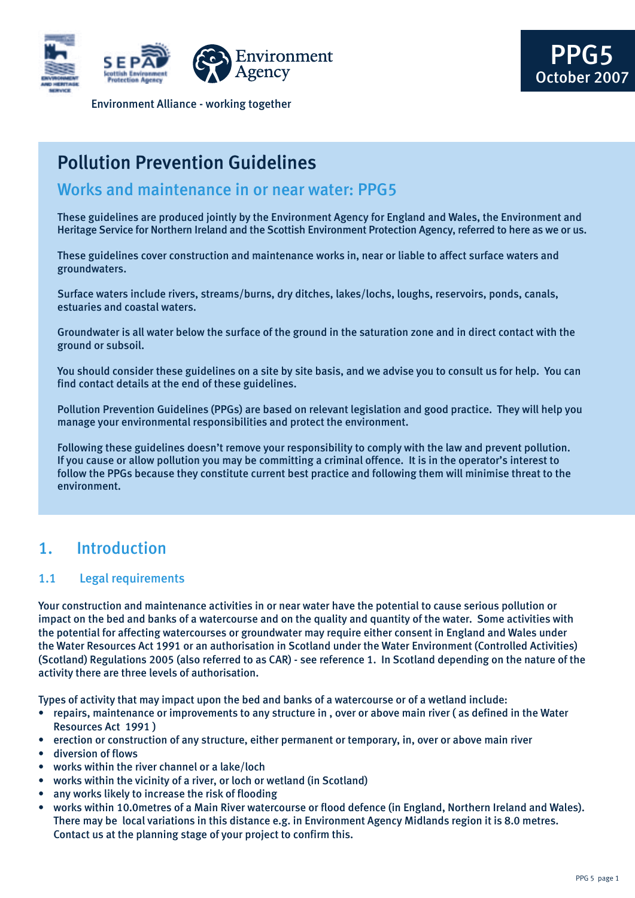PPG5
October 2007

Environment Alliance - working together

# Pollution Prevention Guidelines

## Works and maintenance in or near water: PPG5

These guidelines are produced jointly by the Environment Agency for England and Wales, the Environment and Heritage Service for Northern Ireland and the Scottish Environment Protection Agency, referred to here as we or us.

These guidelines cover construction and maintenance works in, near or liable to affect surface waters and groundwaters.

Surface waters include rivers, streams/burns, dry ditches, lakes/lochs, loughs, reservoirs, ponds, canals, estuaries and coastal waters.

Groundwater is all water below the surface of the ground in the saturation zone and in direct contact with the ground or subsoil.

You should consider these guidelines on a site by site basis, and we advise you to consult us for help. You can find contact details at the end of these guidelines.

Pollution Prevention Guidelines (PPGs) are based on relevant legislation and good practice. They will help you manage your environmental responsibilities and protect the environment.

Following these guidelines doesn't remove your responsibility to comply with the law and prevent pollution. If you cause or allow pollution you may be committing a criminal offence. It is in the operator's interest to follow the PPGs because they constitute current best practice and following them will minimise threat to the environment.

## 1. Introduction

### 1.1 Legal requirements

Your construction and maintenance activities in or near water have the potential to cause serious pollution or impact on the bed and banks of a watercourse and on the quality and quantity of the water. Some activities with the potential for affecting watercourses or groundwater may require either consent in England and Wales under the Water Resources Act 1991 or an authorisation in Scotland under the Water Environment (Controlled Activities) (Scotland) Regulations 2005 (also referred to as CAR) - see reference 1. In Scotland depending on the nature of the activity there are three levels of authorisation.

Types of activity that may impact upon the bed and banks of a watercourse or of a wetland include:

- repairs, maintenance or improvements to any structure in , over or above main river ( as defined in the Water Resources Act 1991 )
- erection or construction of any structure, either permanent or temporary, in, over or above main river
- diversion of flows
- works within the river channel or a lake/loch
- works within the vicinity of a river, or loch or wetland (in Scotland)
- any works likely to increase the risk of flooding
- works within 10.0metres of a Main River watercourse or flood defence (in England, Northern Ireland and Wales). There may be local variations in this distance e.g. in Environment Agency Midlands region it is 8.0 metres. Contact us at the planning stage of your project to confirm this.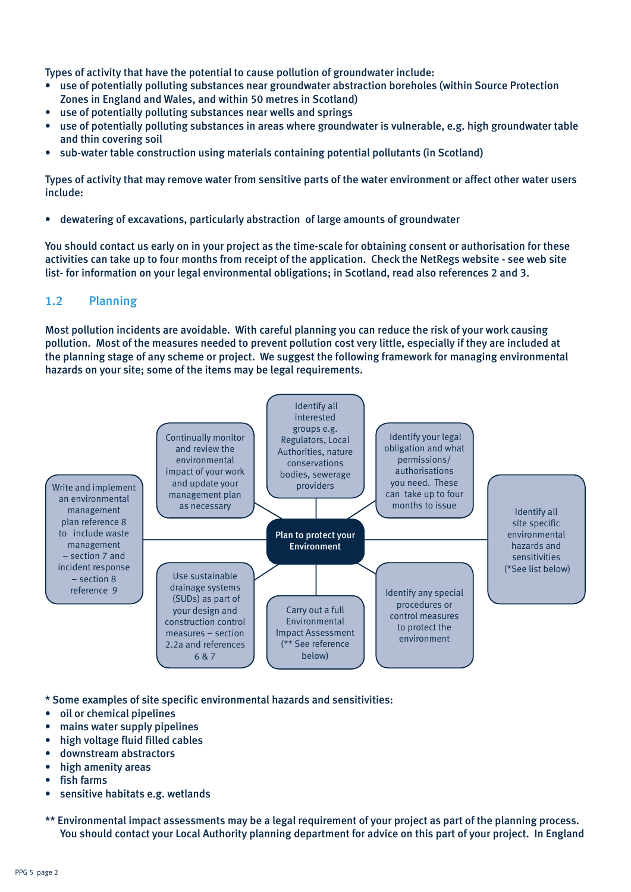Types of activity that have the potential to cause pollution of groundwater include:

- use of potentially polluting substances near groundwater abstraction boreholes (within Source Protection Zones in England and Wales, and within 50 metres in Scotland)
- use of potentially polluting substances near wells and springs
- use of potentially polluting substances in areas where groundwater is vulnerable, e.g. high groundwater table and thin covering soil
- sub-water table construction using materials containing potential pollutants (in Scotland)

Types of activity that may remove water from sensitive parts of the water environment or affect other water users include:

- dewatering of excavations, particularly abstraction of large amounts of groundwater

You should contact us early on in your project as the time-scale for obtaining consent or authorisation for these activities can take up to four months from receipt of the application. Check the NetRegs website - see web site list- for information on your legal environmental obligations; in Scotland, read also references 2 and 3.

## 1.2 Planning

Most pollution incidents are avoidable. With careful planning you can reduce the risk of your work causing pollution. Most of the measures needed to prevent pollution cost very little, especially if they are included at the planning stage of any scheme or project. We suggest the following framework for managing environmental hazards on your site; some of the items may be legal requirements.

**Plan to protect your Environment**

- Identify all interested groups e.g. Regulators, Local Authorities, nature conservations bodies, sewerage providers
- Identify your legal obligation and what permissions/ authorisations you need. These can take up to four months to issue
- Identify all site specific environmental hazards and sensitivities (*See list below)
- Identify any special procedures or control measures to protect the environment
- Carry out a full Environmental Impact Assessment (** See reference below)
- Use sustainable drainage systems (SUDs) as part of your design and construction control measures – section 2.2a and references 6 & 7
- Write and implement an environmental management plan reference 8 to include waste management – section 7 and incident response – section 8 reference 9
- Continually monitor and review the environmental impact of your work and update your management plan as necessary

\* Some examples of site specific environmental hazards and sensitivities:

- oil or chemical pipelines
- mains water supply pipelines
- high voltage fluid filled cables
- downstream abstractors
- high amenity areas
- fish farms
- sensitive habitats e.g. wetlands

\** Environmental impact assessments may be a legal requirement of your project as part of the planning process. You should contact your Local Authority planning department for advice on this part of your project. In England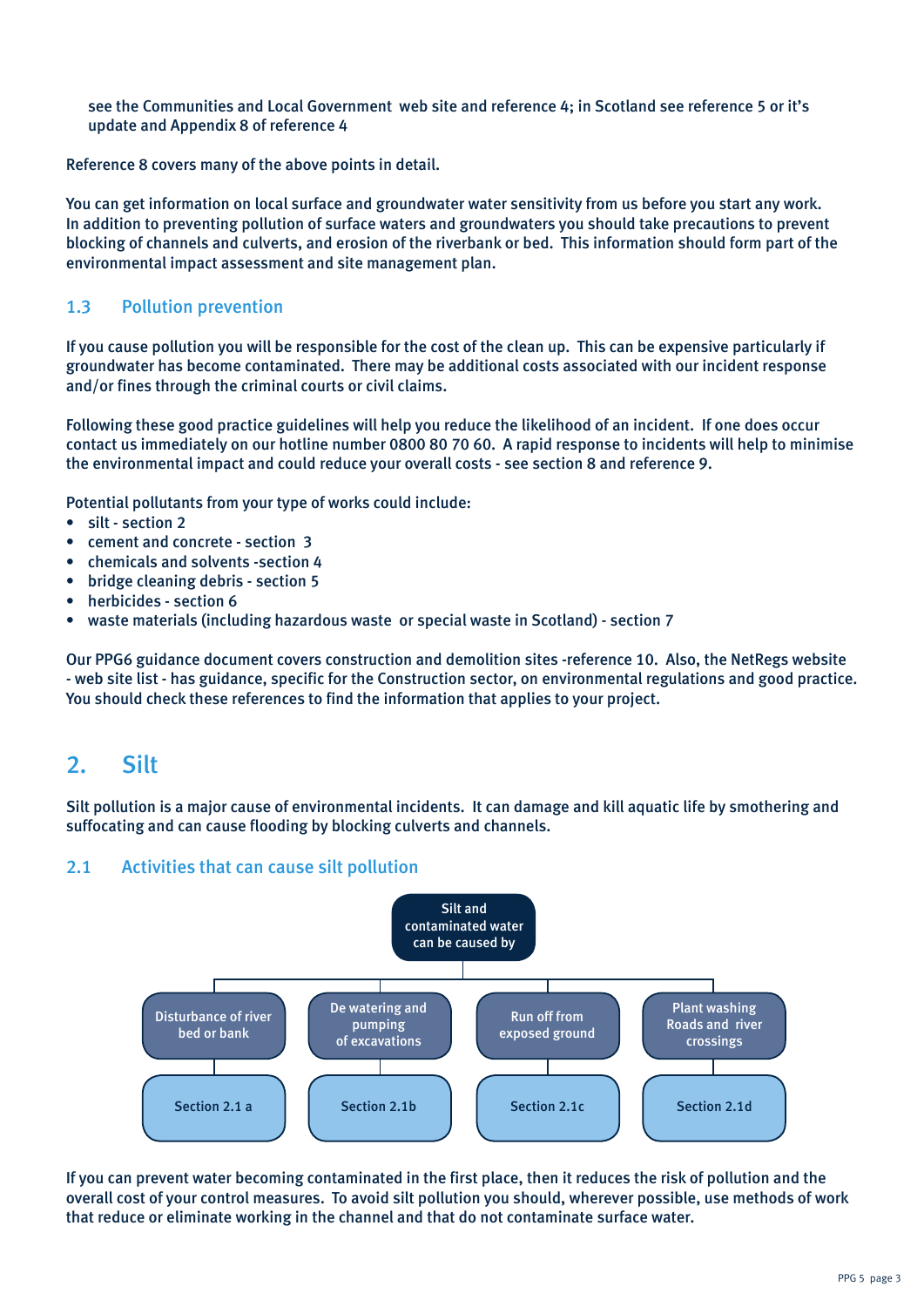see the Communities and Local Government web site and reference 4; in Scotland see reference 5 or it's update and Appendix 8 of reference 4

Reference 8 covers many of the above points in detail.

You can get information on local surface and groundwater water sensitivity from us before you start any work. In addition to preventing pollution of surface waters and groundwaters you should take precautions to prevent blocking of channels and culverts, and erosion of the riverbank or bed. This information should form part of the environmental impact assessment and site management plan.

### 1.3 Pollution prevention

If you cause pollution you will be responsible for the cost of the clean up. This can be expensive particularly if groundwater has become contaminated. There may be additional costs associated with our incident response and/or fines through the criminal courts or civil claims.

Following these good practice guidelines will help you reduce the likelihood of an incident. If one does occur contact us immediately on our hotline number 0800 80 70 60. A rapid response to incidents will help to minimise the environmental impact and could reduce your overall costs - see section 8 and reference 9.

Potential pollutants from your type of works could include:

- silt - section 2
- cement and concrete - section 3
- chemicals and solvents -section 4
- bridge cleaning debris - section 5
- herbicides - section 6
- waste materials (including hazardous waste or special waste in Scotland) - section 7

Our PPG6 guidance document covers construction and demolition sites -reference 10. Also, the NetRegs website - web site list - has guidance, specific for the Construction sector, on environmental regulations and good practice. You should check these references to find the information that applies to your project.

## 2. Silt

Silt pollution is a major cause of environmental incidents. It can damage and kill aquatic life by smothering and suffocating and can cause flooding by blocking culverts and channels.

### 2.1 Activities that can cause silt pollution

Silt and contaminated water can be caused by

- Disturbance of river bed or bank — Section 2.1 a
- De watering and pumping of excavations — Section 2.1b
- Run off from exposed ground — Section 2.1c
- Plant washing Roads and river crossings — Section 2.1d

If you can prevent water becoming contaminated in the first place, then it reduces the risk of pollution and the overall cost of your control measures. To avoid silt pollution you should, wherever possible, use methods of work that reduce or eliminate working in the channel and that do not contaminate surface water.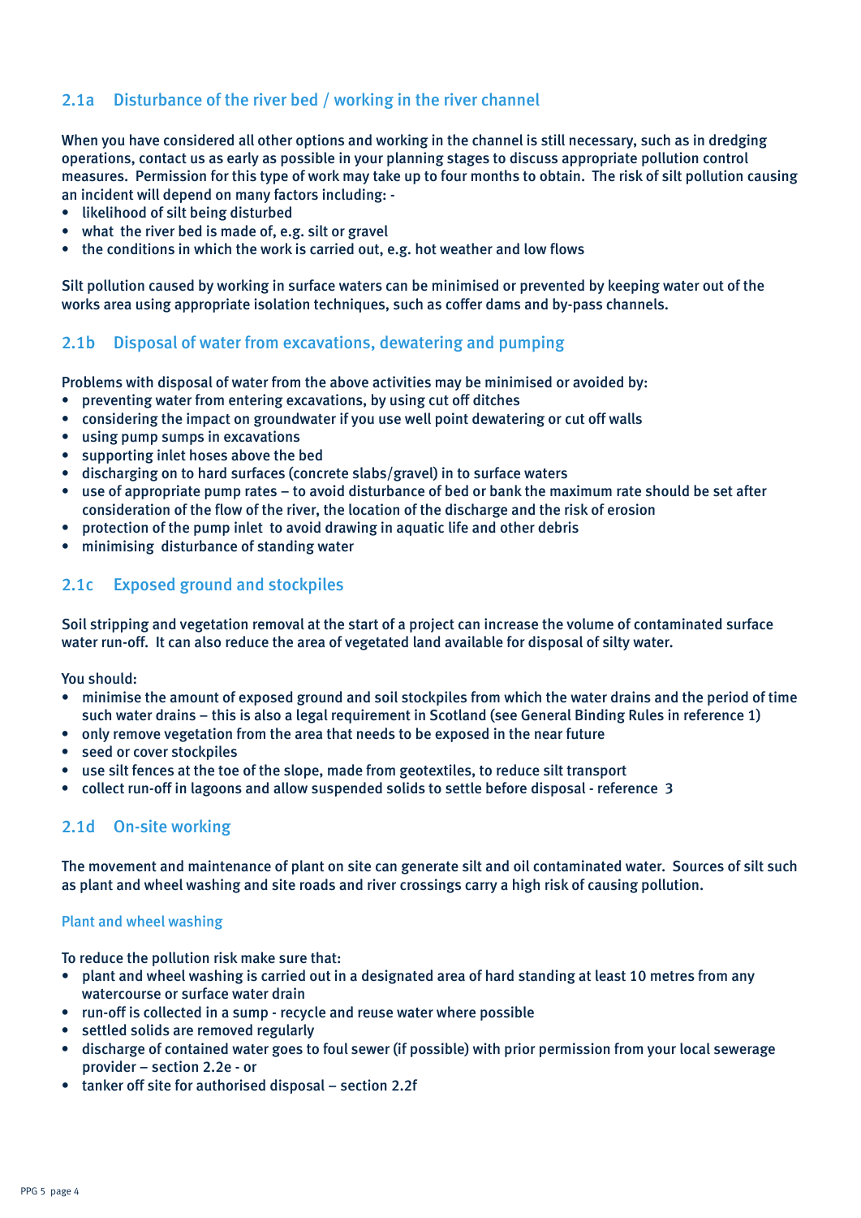### 2.1a Disturbance of the river bed / working in the river channel

When you have considered all other options and working in the channel is still necessary, such as in dredging operations, contact us as early as possible in your planning stages to discuss appropriate pollution control measures. Permission for this type of work may take up to four months to obtain. The risk of silt pollution causing an incident will depend on many factors including: -

- likelihood of silt being disturbed
- what the river bed is made of, e.g. silt or gravel
- the conditions in which the work is carried out, e.g. hot weather and low flows

Silt pollution caused by working in surface waters can be minimised or prevented by keeping water out of the works area using appropriate isolation techniques, such as coffer dams and by-pass channels.

### 2.1b Disposal of water from excavations, dewatering and pumping

Problems with disposal of water from the above activities may be minimised or avoided by:

- preventing water from entering excavations, by using cut off ditches
- considering the impact on groundwater if you use well point dewatering or cut off walls
- using pump sumps in excavations
- supporting inlet hoses above the bed
- discharging on to hard surfaces (concrete slabs/gravel) in to surface waters
- use of appropriate pump rates – to avoid disturbance of bed or bank the maximum rate should be set after consideration of the flow of the river, the location of the discharge and the risk of erosion
- protection of the pump inlet to avoid drawing in aquatic life and other debris
- minimising disturbance of standing water

### 2.1c Exposed ground and stockpiles

Soil stripping and vegetation removal at the start of a project can increase the volume of contaminated surface water run-off. It can also reduce the area of vegetated land available for disposal of silty water.

You should:

- minimise the amount of exposed ground and soil stockpiles from which the water drains and the period of time such water drains – this is also a legal requirement in Scotland (see General Binding Rules in reference 1)
- only remove vegetation from the area that needs to be exposed in the near future
- seed or cover stockpiles
- use silt fences at the toe of the slope, made from geotextiles, to reduce silt transport
- collect run-off in lagoons and allow suspended solids to settle before disposal - reference 3

### 2.1d On-site working

The movement and maintenance of plant on site can generate silt and oil contaminated water. Sources of silt such as plant and wheel washing and site roads and river crossings carry a high risk of causing pollution.

#### Plant and wheel washing

To reduce the pollution risk make sure that:

- plant and wheel washing is carried out in a designated area of hard standing at least 10 metres from any watercourse or surface water drain
- run-off is collected in a sump - recycle and reuse water where possible
- settled solids are removed regularly
- discharge of contained water goes to foul sewer (if possible) with prior permission from your local sewerage provider – section 2.2e - or
- tanker off site for authorised disposal – section 2.2f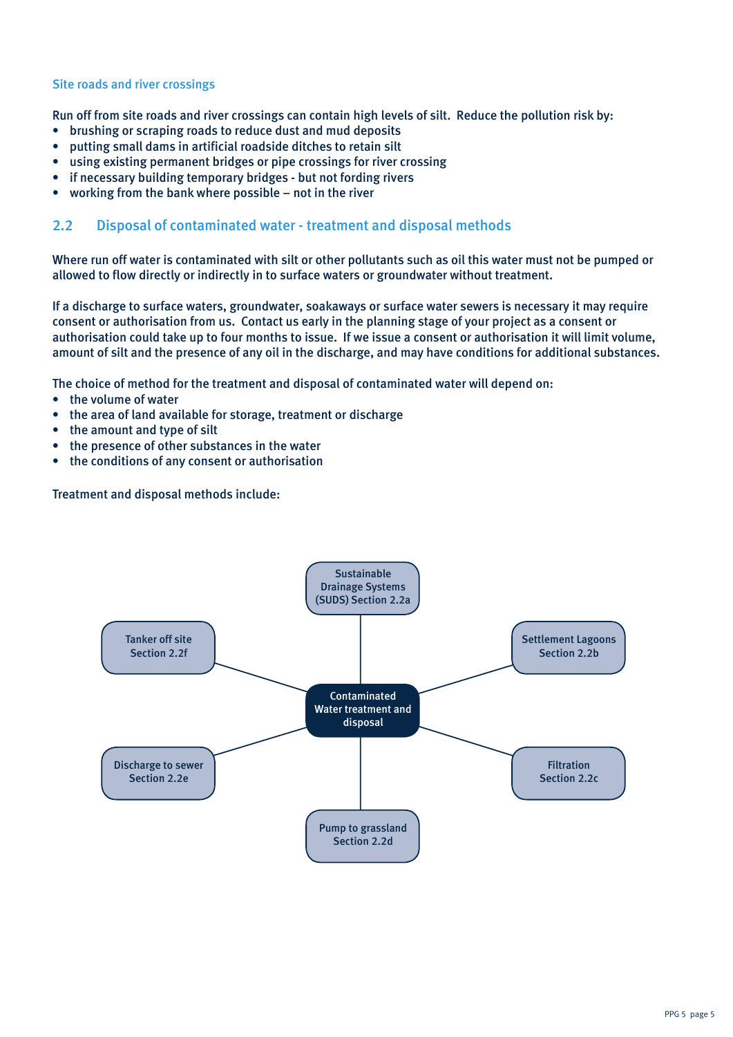### Site roads and river crossings

Run off from site roads and river crossings can contain high levels of silt. Reduce the pollution risk by:

- brushing or scraping roads to reduce dust and mud deposits
- putting small dams in artificial roadside ditches to retain silt
- using existing permanent bridges or pipe crossings for river crossing
- if necessary building temporary bridges - but not fording rivers
- working from the bank where possible – not in the river

## 2.2 Disposal of contaminated water - treatment and disposal methods

Where run off water is contaminated with silt or other pollutants such as oil this water must not be pumped or allowed to flow directly or indirectly in to surface waters or groundwater without treatment.

If a discharge to surface waters, groundwater, soakaways or surface water sewers is necessary it may require consent or authorisation from us. Contact us early in the planning stage of your project as a consent or authorisation could take up to four months to issue. If we issue a consent or authorisation it will limit volume, amount of silt and the presence of any oil in the discharge, and may have conditions for additional substances.

The choice of method for the treatment and disposal of contaminated water will depend on:

- the volume of water
- the area of land available for storage, treatment or discharge
- the amount and type of silt
- the presence of other substances in the water
- the conditions of any consent or authorisation

Treatment and disposal methods include:

**Contaminated Water treatment and disposal**

- Sustainable Drainage Systems (SUDS) Section 2.2a
- Settlement Lagoons Section 2.2b
- Filtration Section 2.2c
- Pump to grassland Section 2.2d
- Discharge to sewer Section 2.2e
- Tanker off site Section 2.2f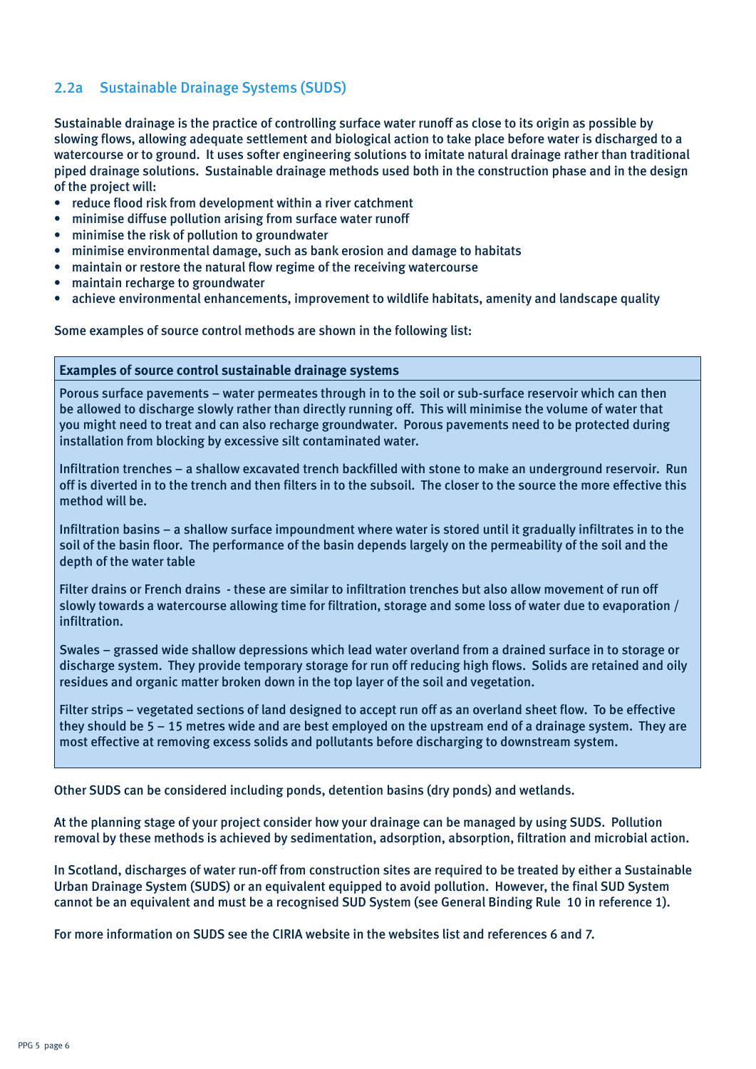## 2.2a Sustainable Drainage Systems (SUDS)

Sustainable drainage is the practice of controlling surface water runoff as close to its origin as possible by slowing flows, allowing adequate settlement and biological action to take place before water is discharged to a watercourse or to ground. It uses softer engineering solutions to imitate natural drainage rather than traditional piped drainage solutions. Sustainable drainage methods used both in the construction phase and in the design of the project will:

- reduce flood risk from development within a river catchment
- minimise diffuse pollution arising from surface water runoff
- minimise the risk of pollution to groundwater
- minimise environmental damage, such as bank erosion and damage to habitats
- maintain or restore the natural flow regime of the receiving watercourse
- maintain recharge to groundwater
- achieve environmental enhancements, improvement to wildlife habitats, amenity and landscape quality

Some examples of source control methods are shown in the following list:

| **Examples of source control sustainable drainage systems** |
|---|
| Porous surface pavements – water permeates through in to the soil or sub-surface reservoir which can then be allowed to discharge slowly rather than directly running off. This will minimise the volume of water that you might need to treat and can also recharge groundwater. Porous pavements need to be protected during installation from blocking by excessive silt contaminated water. |
| Infiltration trenches – a shallow excavated trench backfilled with stone to make an underground reservoir. Run off is diverted in to the trench and then filters in to the subsoil. The closer to the source the more effective this method will be. |
| Infiltration basins – a shallow surface impoundment where water is stored until it gradually infiltrates in to the soil of the basin floor. The performance of the basin depends largely on the permeability of the soil and the depth of the water table |
| Filter drains or French drains - these are similar to infiltration trenches but also allow movement of run off slowly towards a watercourse allowing time for filtration, storage and some loss of water due to evaporation / infiltration. |
| Swales – grassed wide shallow depressions which lead water overland from a drained surface in to storage or discharge system. They provide temporary storage for run off reducing high flows. Solids are retained and oily residues and organic matter broken down in the top layer of the soil and vegetation. |
| Filter strips – vegetated sections of land designed to accept run off as an overland sheet flow. To be effective they should be 5 – 15 metres wide and are best employed on the upstream end of a drainage system. They are most effective at removing excess solids and pollutants before discharging to downstream system. |

Other SUDS can be considered including ponds, detention basins (dry ponds) and wetlands.

At the planning stage of your project consider how your drainage can be managed by using SUDS. Pollution removal by these methods is achieved by sedimentation, adsorption, absorption, filtration and microbial action.

In Scotland, discharges of water run-off from construction sites are required to be treated by either a Sustainable Urban Drainage System (SUDS) or an equivalent equipped to avoid pollution. However, the final SUD System cannot be an equivalent and must be a recognised SUD System (see General Binding Rule 10 in reference 1).

For more information on SUDS see the CIRIA website in the websites list and references 6 and 7.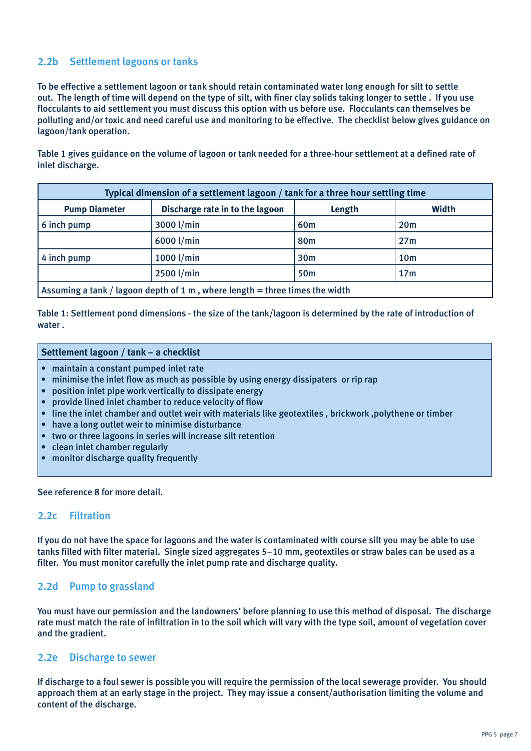### 2.2b Settlement lagoons or tanks

To be effective a settlement lagoon or tank should retain contaminated water long enough for silt to settle out. The length of time will depend on the type of silt, with finer clay solids taking longer to settle . If you use flocculants to aid settlement you must discuss this option with us before use. Flocculants can themselves be polluting and/or toxic and need careful use and monitoring to be effective. The checklist below gives guidance on lagoon/tank operation.

Table 1 gives guidance on the volume of lagoon or tank needed for a three-hour settlement at a defined rate of inlet discharge.

| Typical dimension of a settlement lagoon / tank for a three hour settling time | | | |
|---|---|---|---|
| **Pump Diameter** | **Discharge rate in to the lagoon** | **Length** | **Width** |
| 6 inch pump | 3000 l/min | 60m | 20m |
| | 6000 l/min | 80m | 27m |
| 4 inch pump | 1000 l/min | 30m | 10m |
| | 2500 l/min | 50m | 17m |
| Assuming a tank / lagoon depth of 1 m , where length = three times the width | | | |

Table 1: Settlement pond dimensions - the size of the tank/lagoon is determined by the rate of introduction of water .

**Settlement lagoon / tank – a checklist**

- maintain a constant pumped inlet rate
- minimise the inlet flow as much as possible by using energy dissipaters or rip rap
- position inlet pipe work vertically to dissipate energy
- provide lined inlet chamber to reduce velocity of flow
- line the inlet chamber and outlet weir with materials like geotextiles , brickwork ,polythene or timber
- have a long outlet weir to minimise disturbance
- two or three lagoons in series will increase silt retention
- clean inlet chamber regularly
- monitor discharge quality frequently

See reference 8 for more detail.

### 2.2c Filtration

If you do not have the space for lagoons and the water is contaminated with course silt you may be able to use tanks filled with filter material. Single sized aggregates 5–10 mm, geotextiles or straw bales can be used as a filter. You must monitor carefully the inlet pump rate and discharge quality.

### 2.2d Pump to grassland

You must have our permission and the landowners' before planning to use this method of disposal. The discharge rate must match the rate of infiltration in to the soil which will vary with the type soil, amount of vegetation cover and the gradient.

### 2.2e Discharge to sewer

If discharge to a foul sewer is possible you will require the permission of the local sewerage provider. You should approach them at an early stage in the project. They may issue a consent/authorisation limiting the volume and content of the discharge.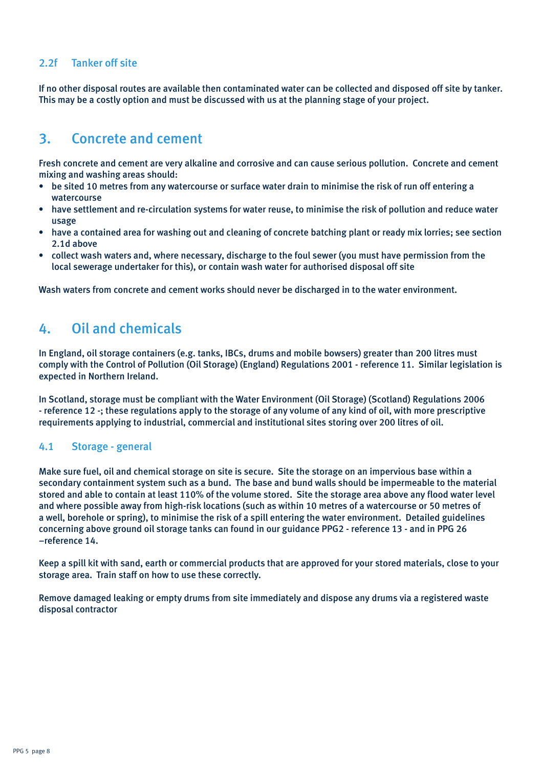### 2.2f Tanker off site

If no other disposal routes are available then contaminated water can be collected and disposed off site by tanker. This may be a costly option and must be discussed with us at the planning stage of your project.

## 3. Concrete and cement

Fresh concrete and cement are very alkaline and corrosive and can cause serious pollution. Concrete and cement mixing and washing areas should:

- be sited 10 metres from any watercourse or surface water drain to minimise the risk of run off entering a watercourse
- have settlement and re-circulation systems for water reuse, to minimise the risk of pollution and reduce water usage
- have a contained area for washing out and cleaning of concrete batching plant or ready mix lorries; see section 2.1d above
- collect wash waters and, where necessary, discharge to the foul sewer (you must have permission from the local sewerage undertaker for this), or contain wash water for authorised disposal off site

Wash waters from concrete and cement works should never be discharged in to the water environment.

## 4. Oil and chemicals

In England, oil storage containers (e.g. tanks, IBCs, drums and mobile bowsers) greater than 200 litres must comply with the Control of Pollution (Oil Storage) (England) Regulations 2001 - reference 11. Similar legislation is expected in Northern Ireland.

In Scotland, storage must be compliant with the Water Environment (Oil Storage) (Scotland) Regulations 2006 - reference 12 -; these regulations apply to the storage of any volume of any kind of oil, with more prescriptive requirements applying to industrial, commercial and institutional sites storing over 200 litres of oil.

### 4.1 Storage - general

Make sure fuel, oil and chemical storage on site is secure. Site the storage on an impervious base within a secondary containment system such as a bund. The base and bund walls should be impermeable to the material stored and able to contain at least 110% of the volume stored. Site the storage area above any flood water level and where possible away from high-risk locations (such as within 10 metres of a watercourse or 50 metres of a well, borehole or spring), to minimise the risk of a spill entering the water environment. Detailed guidelines concerning above ground oil storage tanks can found in our guidance PPG2 - reference 13 - and in PPG 26 –reference 14.

Keep a spill kit with sand, earth or commercial products that are approved for your stored materials, close to your storage area. Train staff on how to use these correctly.

Remove damaged leaking or empty drums from site immediately and dispose any drums via a registered waste disposal contractor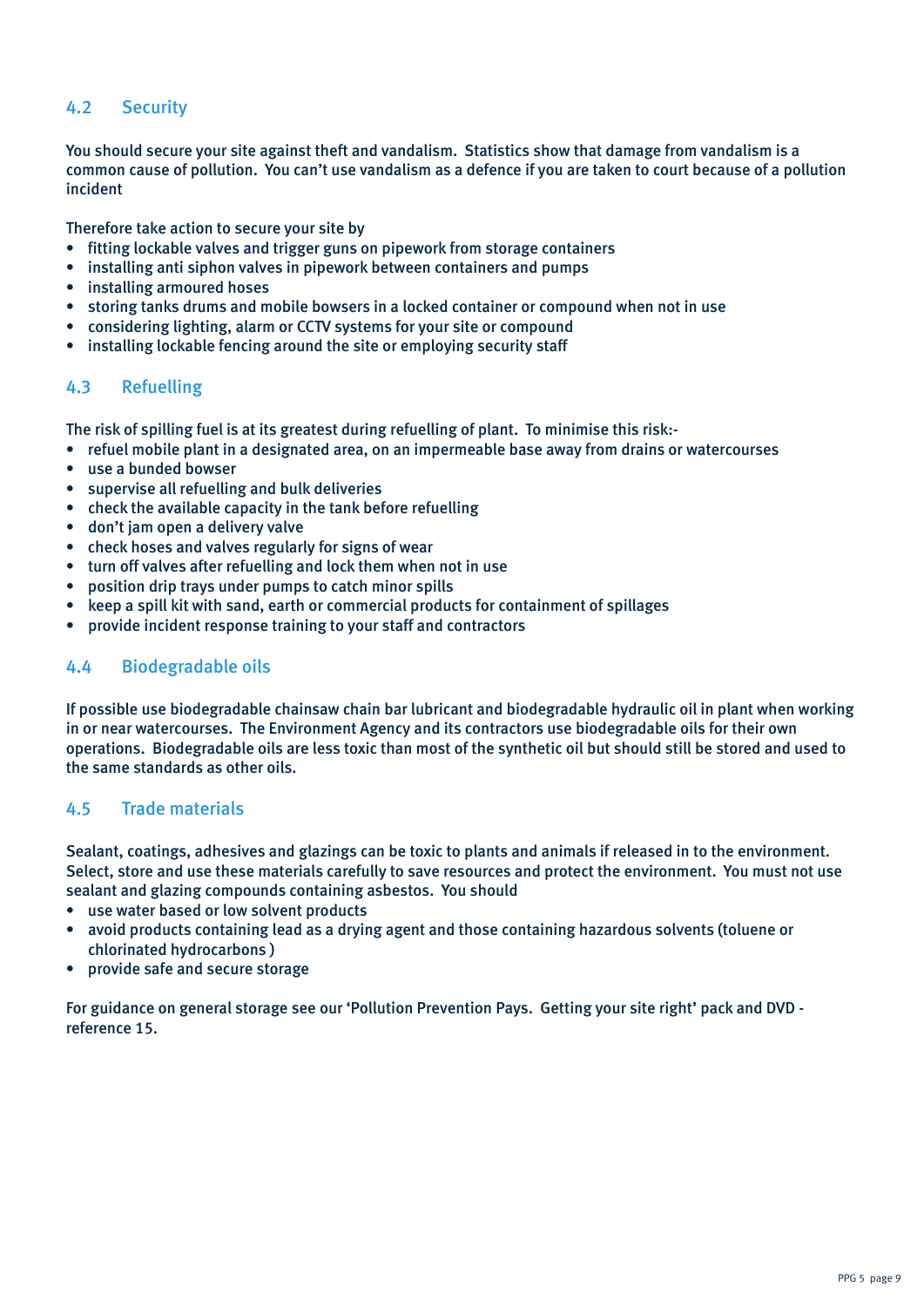## 4.2 Security

You should secure your site against theft and vandalism. Statistics show that damage from vandalism is a common cause of pollution. You can't use vandalism as a defence if you are taken to court because of a pollution incident

Therefore take action to secure your site by

- fitting lockable valves and trigger guns on pipework from storage containers
- installing anti siphon valves in pipework between containers and pumps
- installing armoured hoses
- storing tanks drums and mobile bowsers in a locked container or compound when not in use
- considering lighting, alarm or CCTV systems for your site or compound
- installing lockable fencing around the site or employing security staff

## 4.3 Refuelling

The risk of spilling fuel is at its greatest during refuelling of plant. To minimise this risk:-

- refuel mobile plant in a designated area, on an impermeable base away from drains or watercourses
- use a bunded bowser
- supervise all refuelling and bulk deliveries
- check the available capacity in the tank before refuelling
- don't jam open a delivery valve
- check hoses and valves regularly for signs of wear
- turn off valves after refuelling and lock them when not in use
- position drip trays under pumps to catch minor spills
- keep a spill kit with sand, earth or commercial products for containment of spillages
- provide incident response training to your staff and contractors

## 4.4 Biodegradable oils

If possible use biodegradable chainsaw chain bar lubricant and biodegradable hydraulic oil in plant when working in or near watercourses. The Environment Agency and its contractors use biodegradable oils for their own operations. Biodegradable oils are less toxic than most of the synthetic oil but should still be stored and used to the same standards as other oils.

## 4.5 Trade materials

Sealant, coatings, adhesives and glazings can be toxic to plants and animals if released in to the environment. Select, store and use these materials carefully to save resources and protect the environment. You must not use sealant and glazing compounds containing asbestos. You should

- use water based or low solvent products
- avoid products containing lead as a drying agent and those containing hazardous solvents (toluene or chlorinated hydrocarbons )
- provide safe and secure storage

For guidance on general storage see our 'Pollution Prevention Pays. Getting your site right' pack and DVD - reference 15.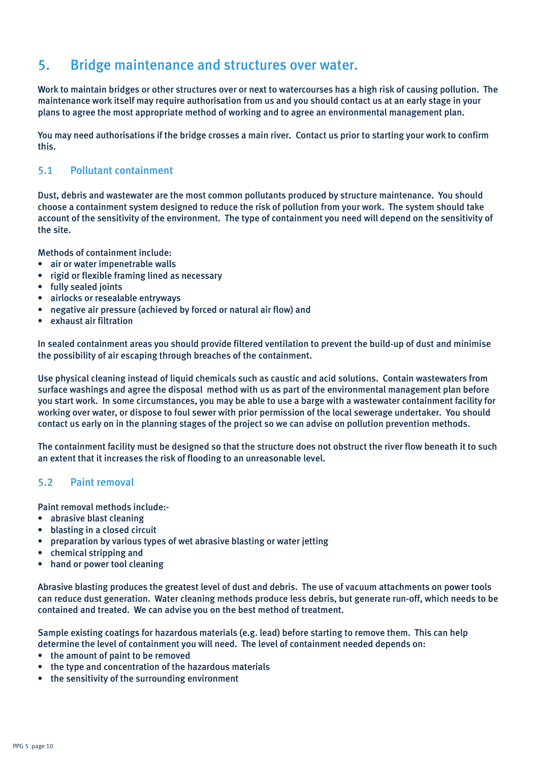## 5. Bridge maintenance and structures over water.

Work to maintain bridges or other structures over or next to watercourses has a high risk of causing pollution. The maintenance work itself may require authorisation from us and you should contact us at an early stage in your plans to agree the most appropriate method of working and to agree an environmental management plan.

You may need authorisations if the bridge crosses a main river. Contact us prior to starting your work to confirm this.

### 5.1 Pollutant containment

Dust, debris and wastewater are the most common pollutants produced by structure maintenance. You should choose a containment system designed to reduce the risk of pollution from your work. The system should take account of the sensitivity of the environment. The type of containment you need will depend on the sensitivity of the site.

Methods of containment include:

- air or water impenetrable walls
- rigid or flexible framing lined as necessary
- fully sealed joints
- airlocks or resealable entryways
- negative air pressure (achieved by forced or natural air flow) and
- exhaust air filtration

In sealed containment areas you should provide filtered ventilation to prevent the build-up of dust and minimise the possibility of air escaping through breaches of the containment.

Use physical cleaning instead of liquid chemicals such as caustic and acid solutions. Contain wastewaters from surface washings and agree the disposal method with us as part of the environmental management plan before you start work. In some circumstances, you may be able to use a barge with a wastewater containment facility for working over water, or dispose to foul sewer with prior permission of the local sewerage undertaker. You should contact us early on in the planning stages of the project so we can advise on pollution prevention methods.

The containment facility must be designed so that the structure does not obstruct the river flow beneath it to such an extent that it increases the risk of flooding to an unreasonable level.

### 5.2 Paint removal

Paint removal methods include:-

- abrasive blast cleaning
- blasting in a closed circuit
- preparation by various types of wet abrasive blasting or water jetting
- chemical stripping and
- hand or power tool cleaning

Abrasive blasting produces the greatest level of dust and debris. The use of vacuum attachments on power tools can reduce dust generation. Water cleaning methods produce less debris, but generate run-off, which needs to be contained and treated. We can advise you on the best method of treatment.

Sample existing coatings for hazardous materials (e.g. lead) before starting to remove them. This can help determine the level of containment you will need. The level of containment needed depends on:

- the amount of paint to be removed
- the type and concentration of the hazardous materials
- the sensitivity of the surrounding environment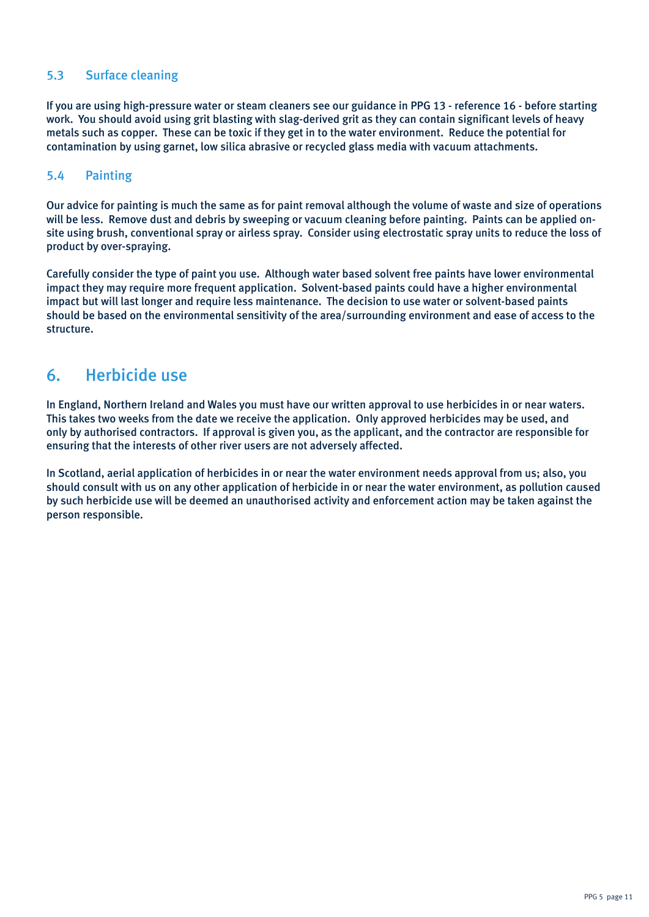### 5.3 Surface cleaning

If you are using high-pressure water or steam cleaners see our guidance in PPG 13 - reference 16 - before starting work. You should avoid using grit blasting with slag-derived grit as they can contain significant levels of heavy metals such as copper. These can be toxic if they get in to the water environment. Reduce the potential for contamination by using garnet, low silica abrasive or recycled glass media with vacuum attachments.

### 5.4 Painting

Our advice for painting is much the same as for paint removal although the volume of waste and size of operations will be less. Remove dust and debris by sweeping or vacuum cleaning before painting. Paints can be applied on-site using brush, conventional spray or airless spray. Consider using electrostatic spray units to reduce the loss of product by over-spraying.

Carefully consider the type of paint you use. Although water based solvent free paints have lower environmental impact they may require more frequent application. Solvent-based paints could have a higher environmental impact but will last longer and require less maintenance. The decision to use water or solvent-based paints should be based on the environmental sensitivity of the area/surrounding environment and ease of access to the structure.

## 6. Herbicide use

In England, Northern Ireland and Wales you must have our written approval to use herbicides in or near waters. This takes two weeks from the date we receive the application. Only approved herbicides may be used, and only by authorised contractors. If approval is given you, as the applicant, and the contractor are responsible for ensuring that the interests of other river users are not adversely affected.

In Scotland, aerial application of herbicides in or near the water environment needs approval from us; also, you should consult with us on any other application of herbicide in or near the water environment, as pollution caused by such herbicide use will be deemed an unauthorised activity and enforcement action may be taken against the person responsible.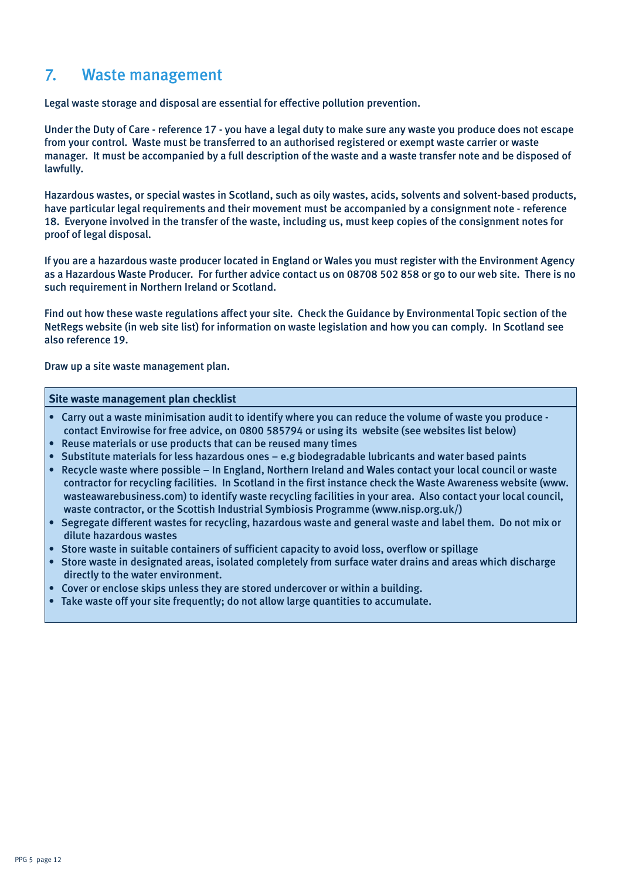## 7. Waste management

Legal waste storage and disposal are essential for effective pollution prevention.

Under the Duty of Care - reference 17 - you have a legal duty to make sure any waste you produce does not escape from your control. Waste must be transferred to an authorised registered or exempt waste carrier or waste manager. It must be accompanied by a full description of the waste and a waste transfer note and be disposed of lawfully.

Hazardous wastes, or special wastes in Scotland, such as oily wastes, acids, solvents and solvent-based products, have particular legal requirements and their movement must be accompanied by a consignment note - reference 18. Everyone involved in the transfer of the waste, including us, must keep copies of the consignment notes for proof of legal disposal.

If you are a hazardous waste producer located in England or Wales you must register with the Environment Agency as a Hazardous Waste Producer. For further advice contact us on 08708 502 858 or go to our web site. There is no such requirement in Northern Ireland or Scotland.

Find out how these waste regulations affect your site. Check the Guidance by Environmental Topic section of the NetRegs website (in web site list) for information on waste legislation and how you can comply. In Scotland see also reference 19.

Draw up a site waste management plan.

**Site waste management plan checklist**

- Carry out a waste minimisation audit to identify where you can reduce the volume of waste you produce - contact Envirowise for free advice, on 0800 585794 or using its website (see websites list below)
- Reuse materials or use products that can be reused many times
- Substitute materials for less hazardous ones – e.g biodegradable lubricants and water based paints
- Recycle waste where possible – In England, Northern Ireland and Wales contact your local council or waste contractor for recycling facilities. In Scotland in the first instance check the Waste Awareness website (www.wasteawarebusiness.com) to identify waste recycling facilities in your area. Also contact your local council, waste contractor, or the Scottish Industrial Symbiosis Programme (www.nisp.org.uk/)
- Segregate different wastes for recycling, hazardous waste and general waste and label them. Do not mix or dilute hazardous wastes
- Store waste in suitable containers of sufficient capacity to avoid loss, overflow or spillage
- Store waste in designated areas, isolated completely from surface water drains and areas which discharge directly to the water environment.
- Cover or enclose skips unless they are stored undercover or within a building.
- Take waste off your site frequently; do not allow large quantities to accumulate.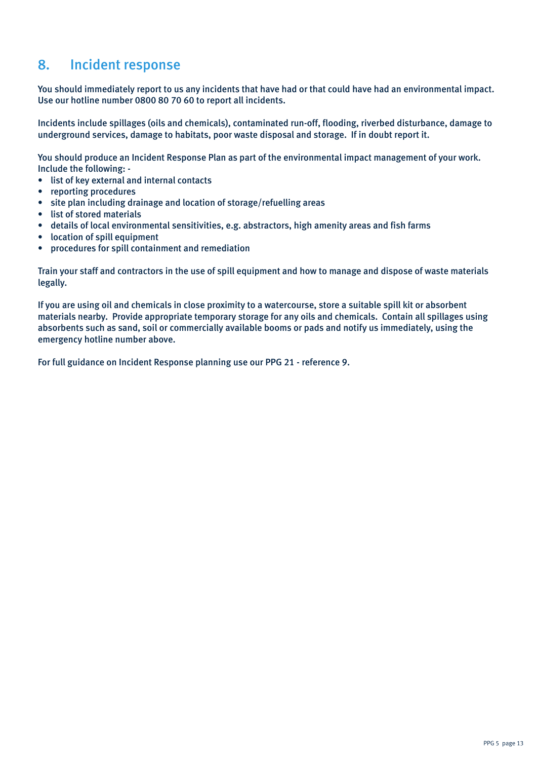## 8. Incident response

You should immediately report to us any incidents that have had or that could have had an environmental impact. Use our hotline number 0800 80 70 60 to report all incidents.

Incidents include spillages (oils and chemicals), contaminated run-off, flooding, riverbed disturbance, damage to underground services, damage to habitats, poor waste disposal and storage. If in doubt report it.

You should produce an Incident Response Plan as part of the environmental impact management of your work. Include the following: -

- list of key external and internal contacts
- reporting procedures
- site plan including drainage and location of storage/refuelling areas
- list of stored materials
- details of local environmental sensitivities, e.g. abstractors, high amenity areas and fish farms
- location of spill equipment
- procedures for spill containment and remediation

Train your staff and contractors in the use of spill equipment and how to manage and dispose of waste materials legally.

If you are using oil and chemicals in close proximity to a watercourse, store a suitable spill kit or absorbent materials nearby. Provide appropriate temporary storage for any oils and chemicals. Contain all spillages using absorbents such as sand, soil or commercially available booms or pads and notify us immediately, using the emergency hotline number above.

For full guidance on Incident Response planning use our PPG 21 - reference 9.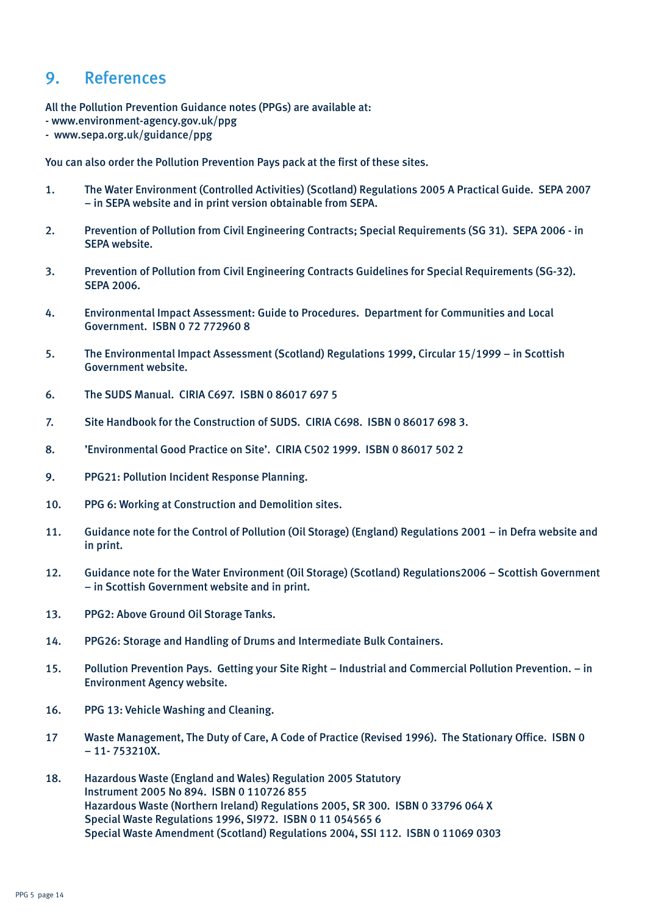## 9. References

All the Pollution Prevention Guidance notes (PPGs) are available at:
- www.environment-agency.gov.uk/ppg
- www.sepa.org.uk/guidance/ppg

You can also order the Pollution Prevention Pays pack at the first of these sites.

1. The Water Environment (Controlled Activities) (Scotland) Regulations 2005 A Practical Guide. SEPA 2007 – in SEPA website and in print version obtainable from SEPA.

2. Prevention of Pollution from Civil Engineering Contracts; Special Requirements (SG 31). SEPA 2006 - in SEPA website.

3. Prevention of Pollution from Civil Engineering Contracts Guidelines for Special Requirements (SG-32). SEPA 2006.

4. Environmental Impact Assessment: Guide to Procedures. Department for Communities and Local Government. ISBN 0 72 772960 8

5. The Environmental Impact Assessment (Scotland) Regulations 1999, Circular 15/1999 – in Scottish Government website.

6. The SUDS Manual. CIRIA C697. ISBN 0 86017 697 5

7. Site Handbook for the Construction of SUDS. CIRIA C698. ISBN 0 86017 698 3.

8. 'Environmental Good Practice on Site'. CIRIA C502 1999. ISBN 0 86017 502 2

9. PPG21: Pollution Incident Response Planning.

10. PPG 6: Working at Construction and Demolition sites.

11. Guidance note for the Control of Pollution (Oil Storage) (England) Regulations 2001 – in Defra website and in print.

12. Guidance note for the Water Environment (Oil Storage) (Scotland) Regulations2006 – Scottish Government – in Scottish Government website and in print.

13. PPG2: Above Ground Oil Storage Tanks.

14. PPG26: Storage and Handling of Drums and Intermediate Bulk Containers.

15. Pollution Prevention Pays. Getting your Site Right – Industrial and Commercial Pollution Prevention. – in Environment Agency website.

16. PPG 13: Vehicle Washing and Cleaning.

17. Waste Management, The Duty of Care, A Code of Practice (Revised 1996). The Stationary Office. ISBN 0 – 11- 753210X.

18. Hazardous Waste (England and Wales) Regulation 2005 Statutory Instrument 2005 No 894. ISBN 0 110726 855
    Hazardous Waste (Northern Ireland) Regulations 2005, SR 300. ISBN 0 33796 064 X
    Special Waste Regulations 1996, SI972. ISBN 0 11 054565 6
    Special Waste Amendment (Scotland) Regulations 2004, SSI 112. ISBN 0 11069 0303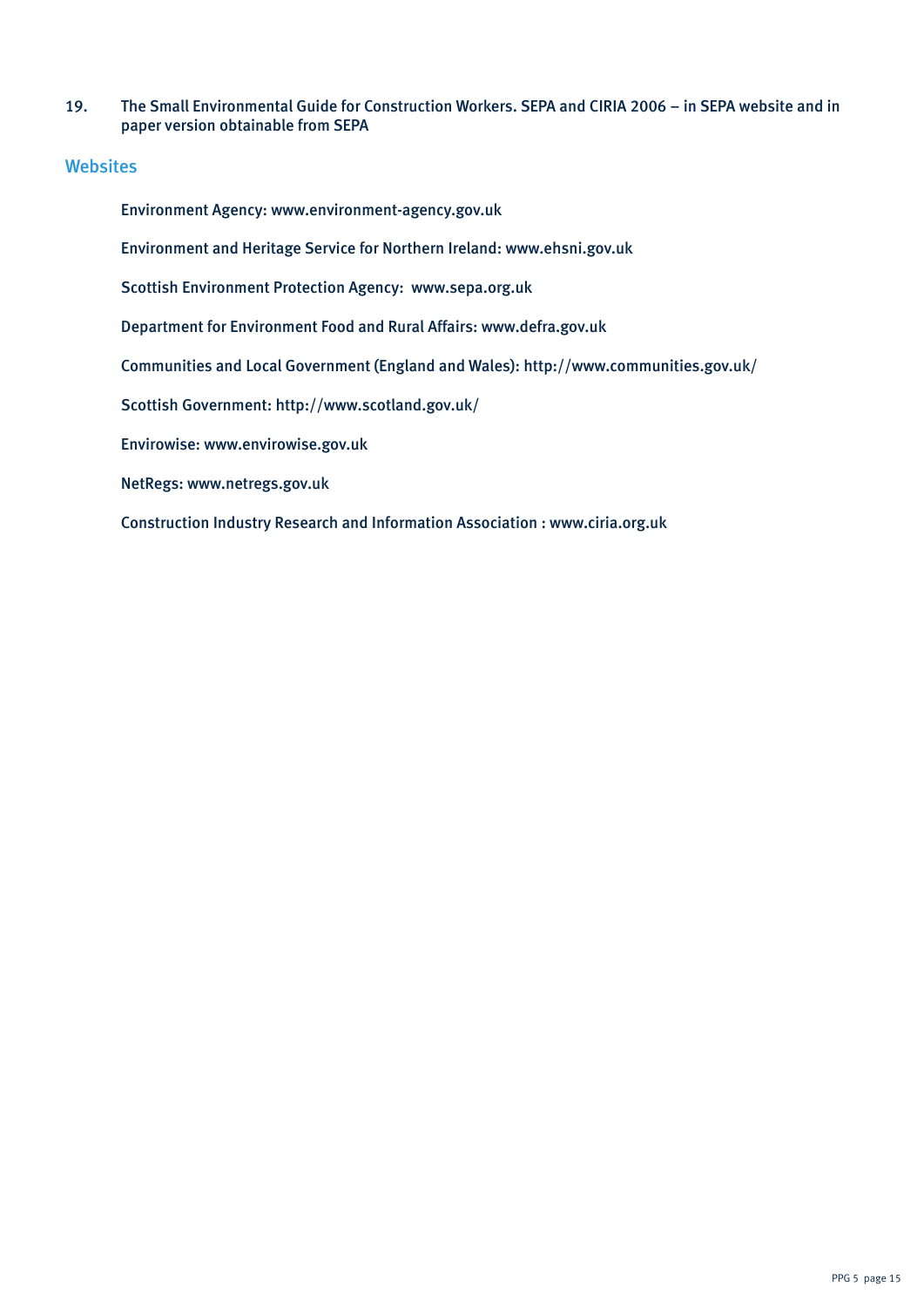19. The Small Environmental Guide for Construction Workers. SEPA and CIRIA 2006 – in SEPA website and in paper version obtainable from SEPA

## Websites

Environment Agency: www.environment-agency.gov.uk

Environment and Heritage Service for Northern Ireland: www.ehsni.gov.uk

Scottish Environment Protection Agency: www.sepa.org.uk

Department for Environment Food and Rural Affairs: www.defra.gov.uk

Communities and Local Government (England and Wales): http://www.communities.gov.uk/

Scottish Government: http://www.scotland.gov.uk/

Envirowise: www.envirowise.gov.uk

NetRegs: www.netregs.gov.uk

Construction Industry Research and Information Association : www.ciria.org.uk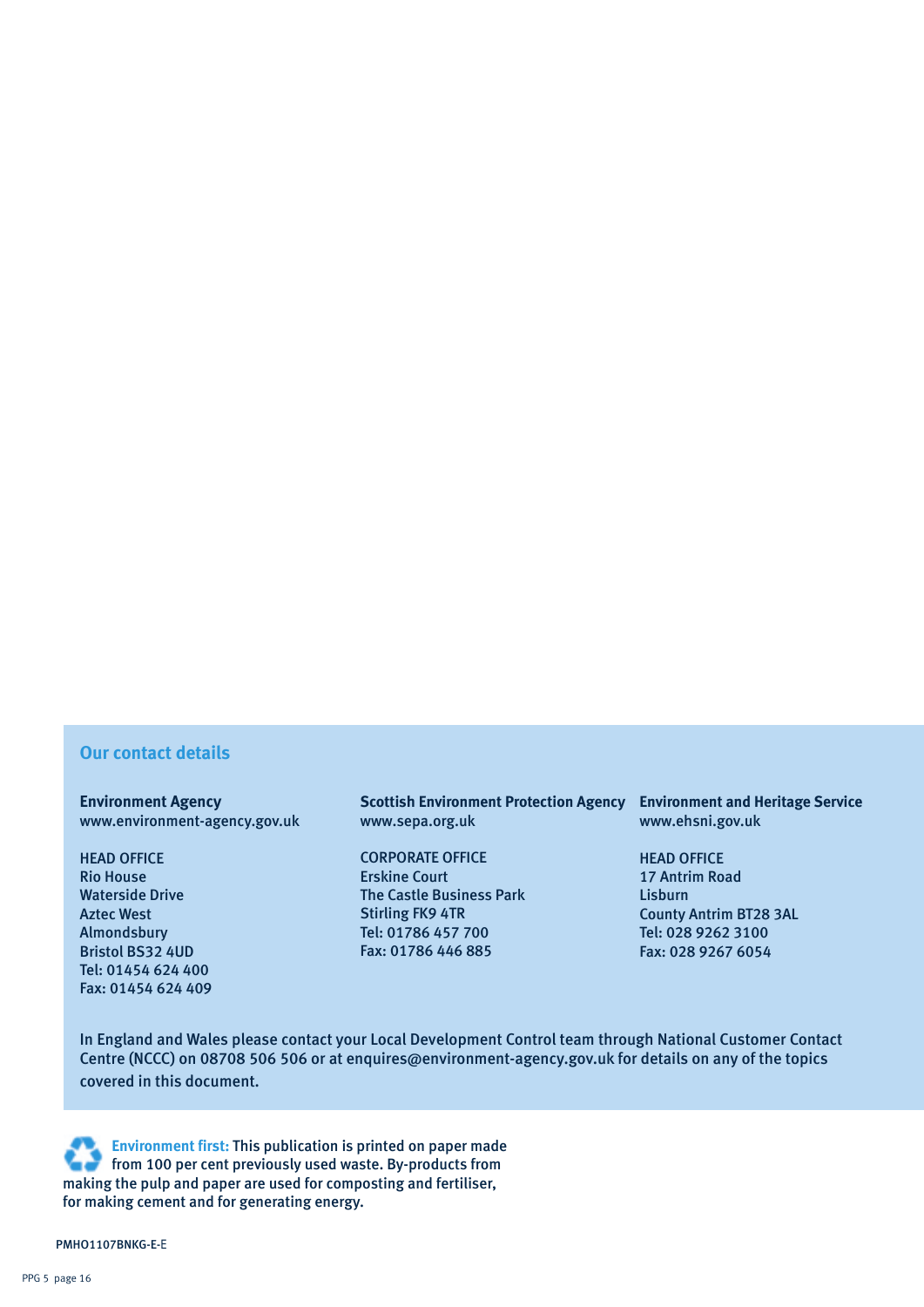## Our contact details

**Environment Agency**
www.environment-agency.gov.uk

HEAD OFFICE
Rio House
Waterside Drive
Aztec West
Almondsbury
Bristol BS32 4UD
Tel: 01454 624 400
Fax: 01454 624 409

**Scottish Environment Protection Agency**
www.sepa.org.uk

CORPORATE OFFICE
Erskine Court
The Castle Business Park
Stirling FK9 4TR
Tel: 01786 457 700
Fax: 01786 446 885

**Environment and Heritage Service**
www.ehsni.gov.uk

HEAD OFFICE
17 Antrim Road
Lisburn
County Antrim BT28 3AL
Tel: 028 9262 3100
Fax: 028 9267 6054

In England and Wales please contact your Local Development Control team through National Customer Contact Centre (NCCC) on 08708 506 506 or at enquires@environment-agency.gov.uk for details on any of the topics covered in this document.

**Environment first:** This publication is printed on paper made from 100 per cent previously used waste. By-products from making the pulp and paper are used for composting and fertiliser, for making cement and for generating energy.

PMHO1107BNKG-E-E